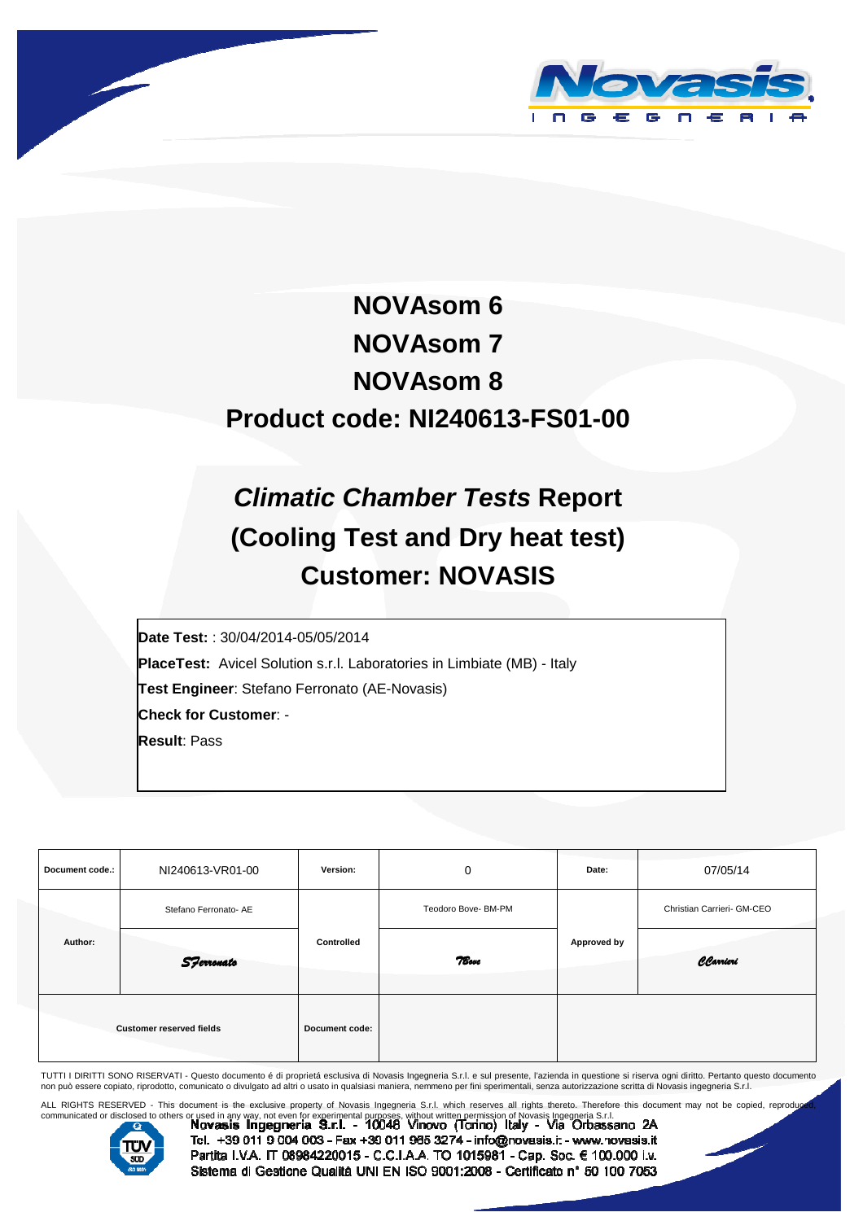# NOVAsom 6
# NOVAsom 7
# NOVAsom 8
# Product code: NI240613-FS01-00

## *Climatic Chamber Tests* Report (Cooling Test and Dry heat test) Customer: NOVASIS

**Date Test:** : 30/04/2014-05/05/2014

**PlaceTest:** Avicel Solution s.r.l. Laboratories in Limbiate (MB) - Italy

**Test Engineer**: Stefano Ferronato (AE-Novasis)

**Check for Customer**: -

**Result**: Pass

| Document code.: | NI240613-VR01-00 | Version: | 0 | Date: | 07/05/14 |
|---|---|---|---|---|---|
| Author: | Stefano Ferronato- AE | Controlled | Teodoro Bove- BM-PM | Approved by | Christian Carrieri- GM-CEO |
| | SFerronato | | TBove | | CCarrieri |
| Customer reserved fields | | Document code: | | | |

TUTTI I DIRITTI SONO RISERVATI - Questo documento é di proprietá esclusiva di Novasis Ingegneria S.r.l. e sul presente, l'azienda in questione si riserva ogni diritto. Pertanto questo documento non può essere copiato, riprodotto, comunicato o divulgato ad altri o usato in qualsiasi maniera, nemmeno per fini sperimentali, senza autorizzazione scritta di Novasis ingegneria S.r.l.

ALL RIGHTS RESERVED - This document is the exclusive property of Novasis Ingegneria S.r.l. which reserves all rights thereto. Therefore this document may not be copied, reproduced, communicated or disclosed to others or used in any way, not even for experimental purposes, without written permission of Novasis Ingegneria S.r.l.

Novasis Ingegneria S.r.l. - 10048 Vinovo (Torino) Italy - Via Orbassano 2A
Tel. +39 011 9 004 003 - Fax +39 011 965 3274 - info@novasis.it - www.novasis.it
Partita I.V.A. IT 08984220015 - C.C.I.A.A. TO 1015981 - Cap. Soc. € 100.000 i.v.
Sistema di Gestione Qualità UNI EN ISO 9001:2008 - Certificato n° 50 100 7053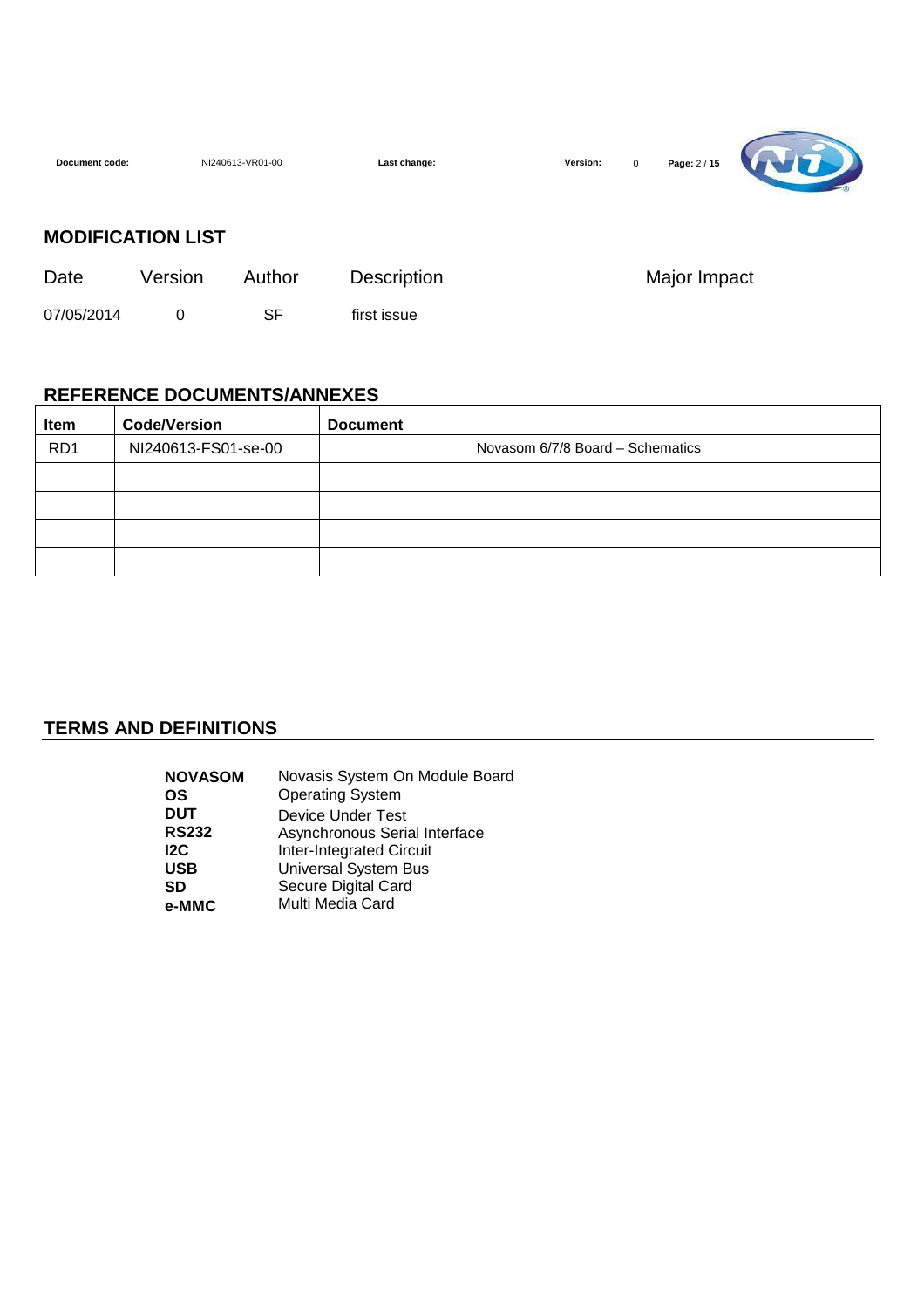## MODIFICATION LIST

| Date | Version | Author | Description | Major Impact |
|---|---|---|---|---|
| 07/05/2014 | 0 | SF | first issue | |

## REFERENCE DOCUMENTS/ANNEXES

| Item | Code/Version | Document |
|---|---|---|
| RD1 | NI240613-FS01-se-00 | Novasom 6/7/8 Board – Schematics |
| | | |
| | | |
| | | |
| | | |

## TERMS AND DEFINITIONS

| | |
|---|---|
| **NOVASOM** | Novasis System On Module Board |
| **OS** | Operating System |
| **DUT** | Device Under Test |
| **RS232** | Asynchronous Serial Interface |
| **I2C** | Inter-Integrated Circuit |
| **USB** | Universal System Bus |
| **SD** | Secure Digital Card |
| **e-MMC** | Multi Media Card |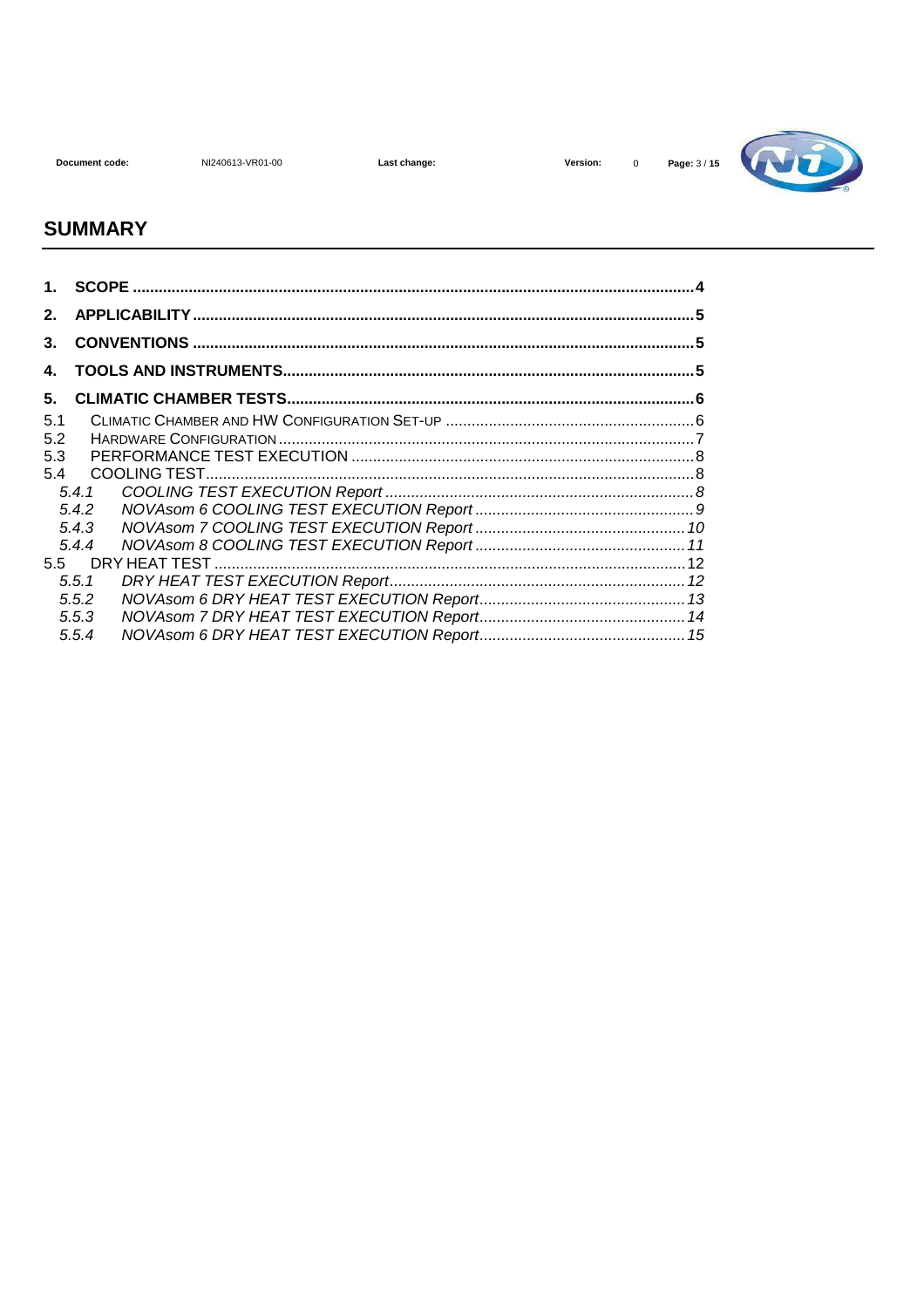## SUMMARY

1. SCOPE .......... 4
2. APPLICABILITY .......... 5
3. CONVENTIONS .......... 5
4. TOOLS AND INSTRUMENTS .......... 5
5. CLIMATIC CHAMBER TESTS .......... 6
   - 5.1 CLIMATIC CHAMBER AND HW CONFIGURATION SET-UP .......... 6
   - 5.2 HARDWARE CONFIGURATION .......... 7
   - 5.3 PERFORMANCE TEST EXECUTION .......... 8
   - 5.4 COOLING TEST .......... 8
     - *5.4.1 COOLING TEST EXECUTION Report .......... 8*
     - *5.4.2 NOVAsom 6 COOLING TEST EXECUTION Report .......... 9*
     - *5.4.3 NOVAsom 7 COOLING TEST EXECUTION Report .......... 10*
     - *5.4.4 NOVAsom 8 COOLING TEST EXECUTION Report .......... 11*
   - 5.5 DRY HEAT TEST .......... 12
     - *5.5.1 DRY HEAT TEST EXECUTION Report .......... 12*
     - *5.5.2 NOVAsom 6 DRY HEAT TEST EXECUTION Report .......... 13*
     - *5.5.3 NOVAsom 7 DRY HEAT TEST EXECUTION Report .......... 14*
     - *5.5.4 NOVAsom 6 DRY HEAT TEST EXECUTION Report .......... 15*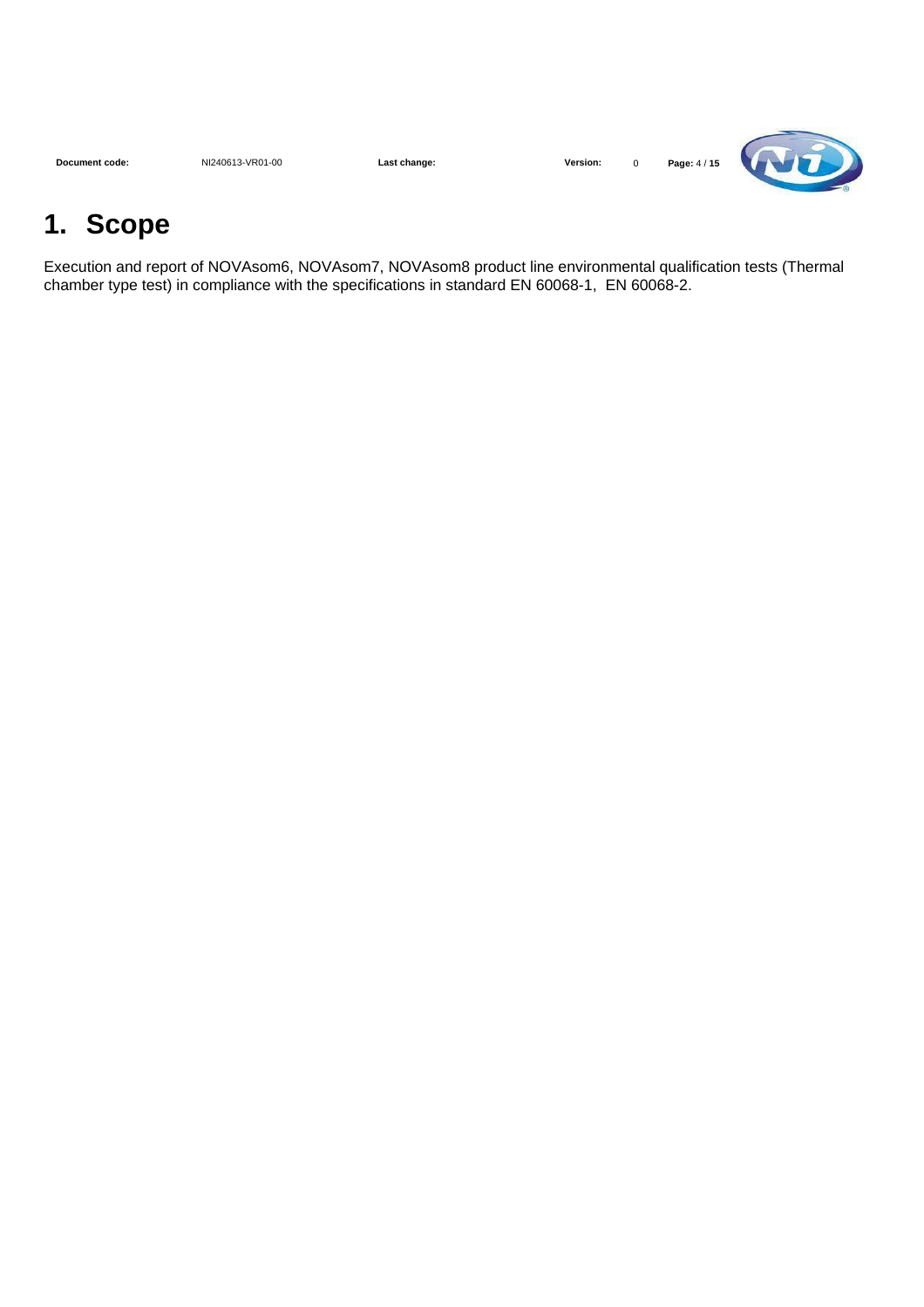# 1. Scope

Execution and report of NOVAsom6, NOVAsom7, NOVAsom8 product line environmental qualification tests (Thermal chamber type test) in compliance with the specifications in standard EN 60068-1, EN 60068-2.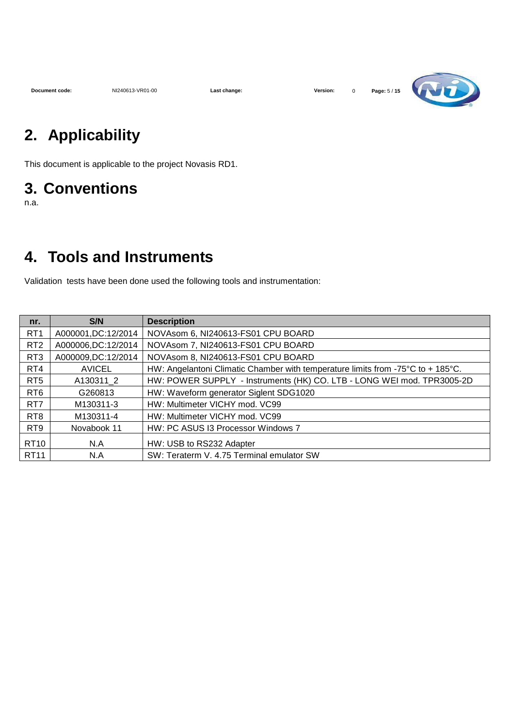## 2. Applicability

This document is applicable to the project Novasis RD1.

## 3. Conventions

n.a.

## 4. Tools and Instruments

Validation tests have been done used the following tools and instrumentation:

| nr. | S/N | Description |
|---|---|---|
| RT1 | A000001,DC:12/2014 | NOVAsom 6, NI240613-FS01 CPU BOARD |
| RT2 | A000006,DC:12/2014 | NOVAsom 7, NI240613-FS01 CPU BOARD |
| RT3 | A000009,DC:12/2014 | NOVAsom 8, NI240613-FS01 CPU BOARD |
| RT4 | AVICEL | HW: Angelantoni Climatic Chamber with temperature limits from -75°C to + 185°C. |
| RT5 | A130311_2 | HW: POWER SUPPLY - Instruments (HK) CO. LTB - LONG WEI mod. TPR3005-2D |
| RT6 | G260813 | HW: Waveform generator Siglent SDG1020 |
| RT7 | M130311-3 | HW: Multimeter VICHY mod. VC99 |
| RT8 | M130311-4 | HW: Multimeter VICHY mod. VC99 |
| RT9 | Novabook 11 | HW: PC ASUS I3 Processor Windows 7 |
| RT10 | N.A | HW: USB to RS232 Adapter |
| RT11 | N.A | SW: Teraterm V. 4.75 Terminal emulator SW |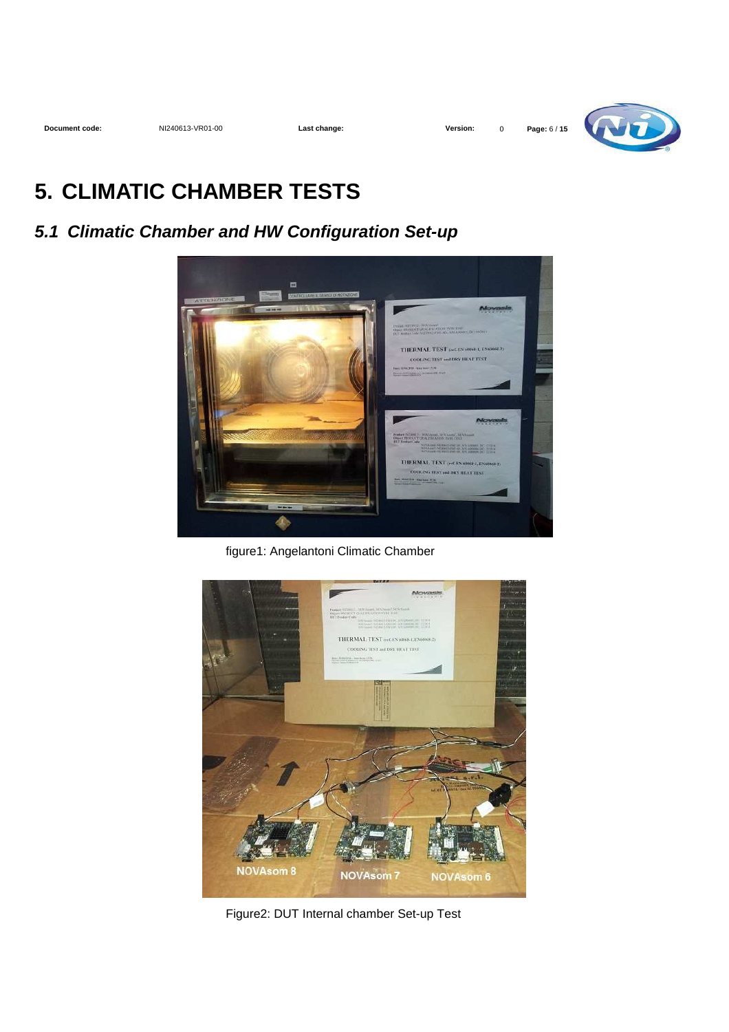# 5. CLIMATIC CHAMBER TESTS

## *5.1 Climatic Chamber and HW Configuration Set-up*

figure1: Angelantoni Climatic Chamber

Figure2: DUT Internal chamber Set-up Test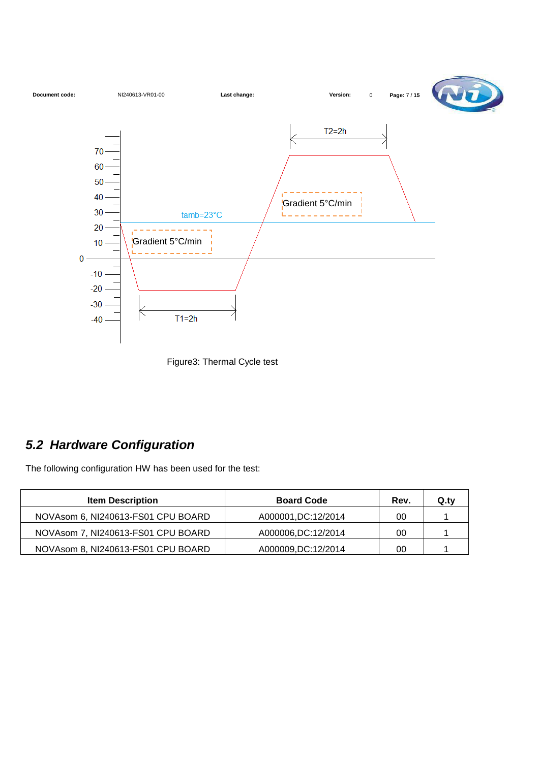Figure3: Thermal Cycle test

## 5.2 Hardware Configuration

The following configuration HW has been used for the test:

| Item Description | Board Code | Rev. | Q.ty |
|---|---|---|---|
| NOVAsom 6, NI240613-FS01 CPU BOARD | A000001,DC:12/2014 | 00 | 1 |
| NOVAsom 7, NI240613-FS01 CPU BOARD | A000006,DC:12/2014 | 00 | 1 |
| NOVAsom 8, NI240613-FS01 CPU BOARD | A000009,DC:12/2014 | 00 | 1 |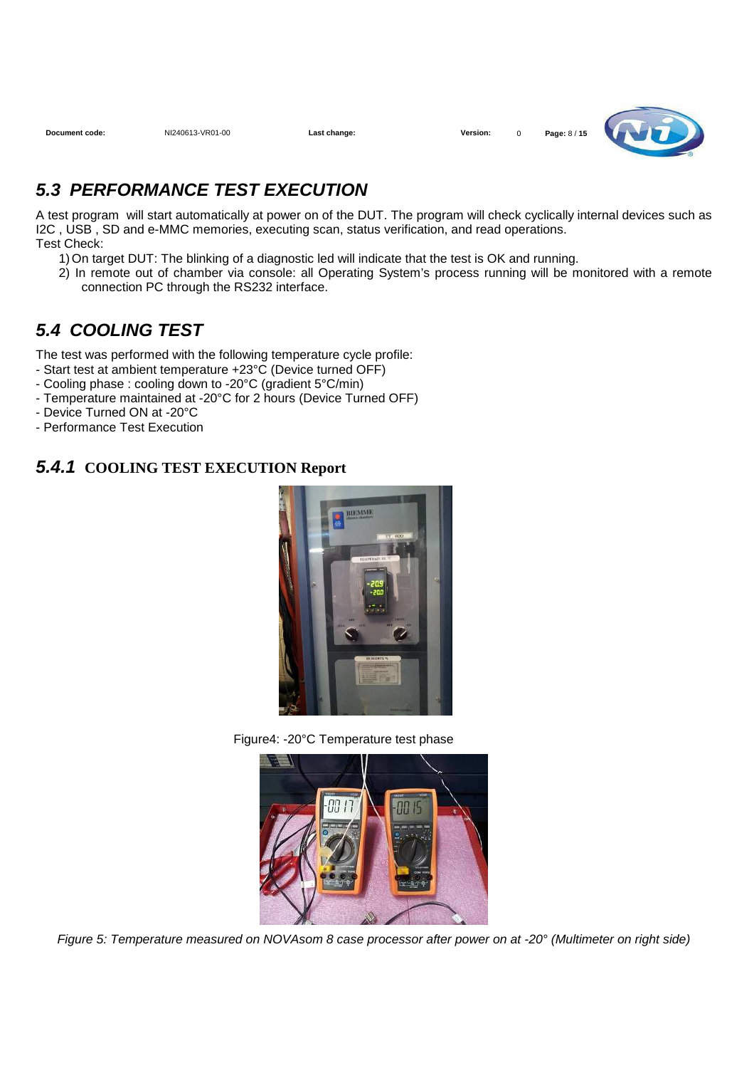## 5.3 PERFORMANCE TEST EXECUTION

A test program will start automatically at power on of the DUT. The program will check cyclically internal devices such as I2C , USB , SD and e-MMC memories, executing scan, status verification, and read operations.
Test Check:

1) On target DUT: The blinking of a diagnostic led will indicate that the test is OK and running.
2) In remote out of chamber via console: all Operating System's process running will be monitored with a remote connection PC through the RS232 interface.

## 5.4 COOLING TEST

The test was performed with the following temperature cycle profile:
- Start test at ambient temperature +23°C (Device turned OFF)
- Cooling phase : cooling down to -20°C (gradient 5°C/min)
- Temperature maintained at -20°C for 2 hours (Device Turned OFF)
- Device Turned ON at -20°C
- Performance Test Execution

### 5.4.1 COOLING TEST EXECUTION Report

Figure4: -20°C Temperature test phase

*Figure 5: Temperature measured on NOVAsom 8 case processor after power on at -20° (Multimeter on right side)*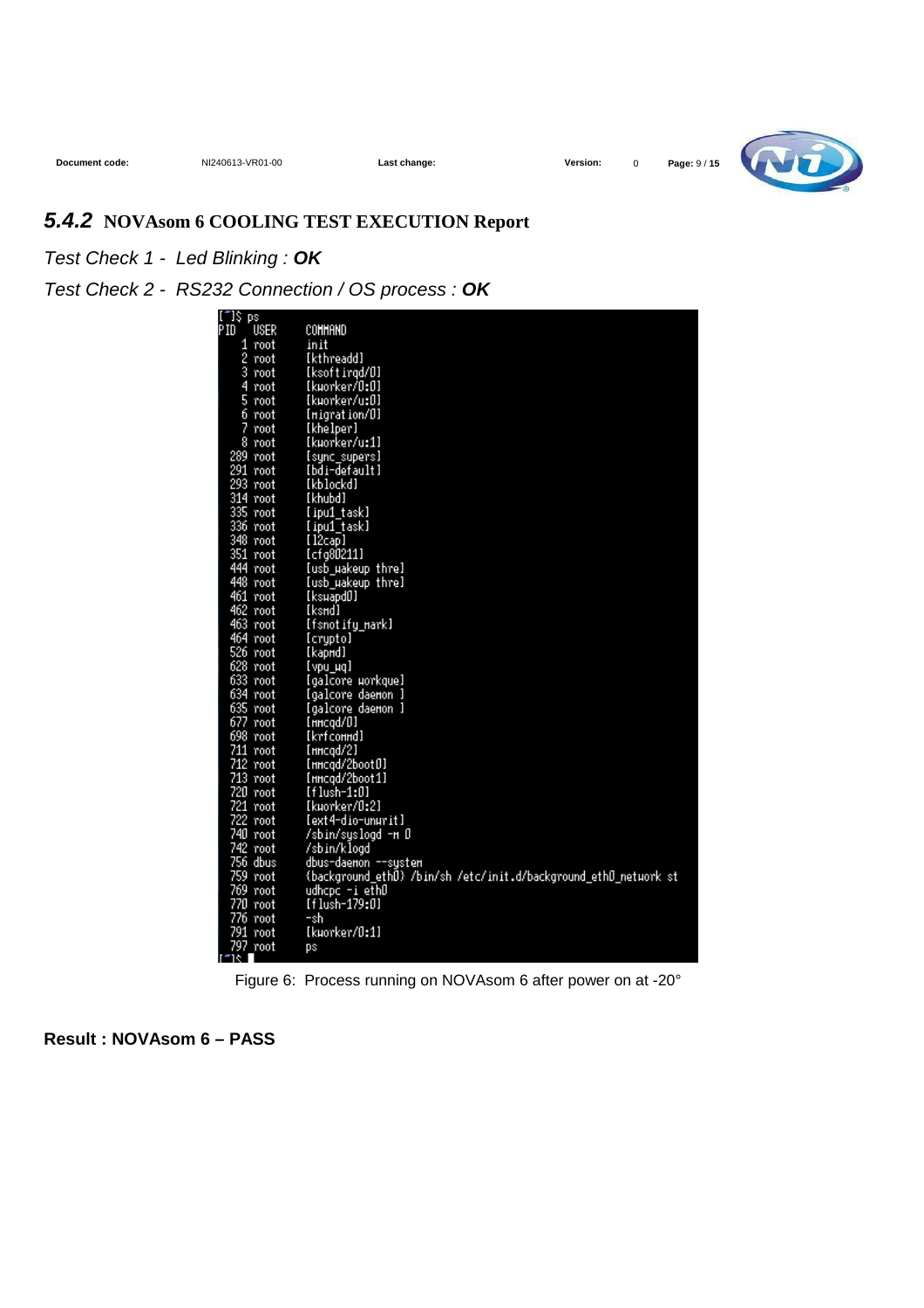## 5.4.2 NOVAsom 6 COOLING TEST EXECUTION Report

*Test Check 1 - Led Blinking :* ***OK***

*Test Check 2 - RS232 Connection / OS process :* ***OK***

```
[~]$ ps
PID   USER     COMMAND
    1 root     init
    2 root     [kthreadd]
    3 root     [ksoftirqd/0]
    4 root     [kworker/0:0]
    5 root     [kworker/u:0]
    6 root     [migration/0]
    7 root     [khelper]
    8 root     [kworker/u:1]
  289 root     [sync_supers]
  291 root     [bdi-default]
  293 root     [kblockd]
  314 root     [khubd]
  335 root     [ipu1_task]
  336 root     [ipu1_task]
  348 root     [l2cap]
  351 root     [cfg80211]
  444 root     [usb_wakeup thre]
  448 root     [usb_wakeup thre]
  461 root     [kswapd0]
  462 root     [ksmd]
  463 root     [fsnotify_mark]
  464 root     [crypto]
  526 root     [kapmd]
  628 root     [vpu_wq]
  633 root     [galcore workque]
  634 root     [galcore daemon ]
  635 root     [galcore daemon ]
  677 root     [mmcqd/0]
  698 root     [krfcommd]
  711 root     [mmcqd/2]
  712 root     [mmcqd/2boot0]
  713 root     [mmcqd/2boot1]
  720 root     [flush-1:0]
  721 root     [kworker/0:2]
  722 root     [ext4-dio-unwrit]
  740 root     /sbin/syslogd -m 0
  742 root     /sbin/klogd
  756 dbus     dbus-daemon --system
  759 root     {background_eth0} /bin/sh /etc/init.d/background_eth0_network st
  769 root     udhcpc -i eth0
  770 root     [flush-179:0]
  776 root     -sh
  791 root     [kworker/0:1]
  797 root     ps
[~]$
```

Figure 6: Process running on NOVAsom 6 after power on at -20°

**Result : NOVAsom 6 – PASS**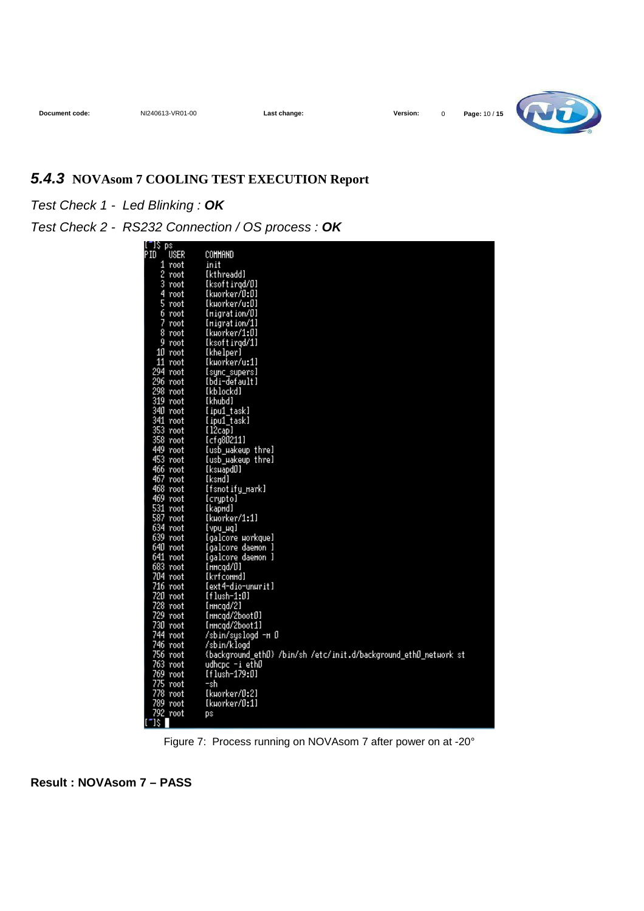### 5.4.3 NOVAsom 7 COOLING TEST EXECUTION Report

*Test Check 1 - Led Blinking :* ***OK***

*Test Check 2 - RS232 Connection / OS process :* ***OK***

```
[~]$ ps
PID   USER     COMMAND
    1 root     init
    2 root     [kthreadd]
    3 root     [ksoftirqd/0]
    4 root     [kworker/0:0]
    5 root     [kworker/u:0]
    6 root     [migration/0]
    7 root     [migration/1]
    8 root     [kworker/1:0]
    9 root     [ksoftirqd/1]
   10 root     [khelper]
   11 root     [kworker/u:1]
  294 root     [sync_supers]
  296 root     [bdi-default]
  298 root     [kblockd]
  319 root     [khubd]
  340 root     [ipu1_task]
  341 root     [ipu1_task]
  353 root     [l2cap]
  358 root     [cfg80211]
  449 root     [usb_wakeup thre]
  453 root     [usb_wakeup thre]
  466 root     [kswapd0]
  467 root     [ksmd]
  468 root     [fsnotify_mark]
  469 root     [crypto]
  531 root     [kapmd]
  587 root     [kworker/1:1]
  634 root     [vpu_wq]
  639 root     [galcore workque]
  640 root     [galcore daemon ]
  641 root     [galcore daemon ]
  683 root     [mmcqd/0]
  704 root     [krfcommd]
  716 root     [ext4-dio-unwrit]
  720 root     [flush-1:0]
  728 root     [mmcqd/2]
  729 root     [mmcqd/2boot0]
  730 root     [mmcqd/2boot1]
  744 root     /sbin/syslogd -m 0
  746 root     /sbin/klogd
  756 root     {background_eth0} /bin/sh /etc/init.d/background_eth0_network st
  763 root     udhcpc -i eth0
  769 root     [flush-179:0]
  775 root     -sh
  778 root     [kworker/0:2]
  789 root     [kworker/0:1]
  792 root     ps
[~]$
```

Figure 7: Process running on NOVAsom 7 after power on at -20°

**Result : NOVAsom 7 – PASS**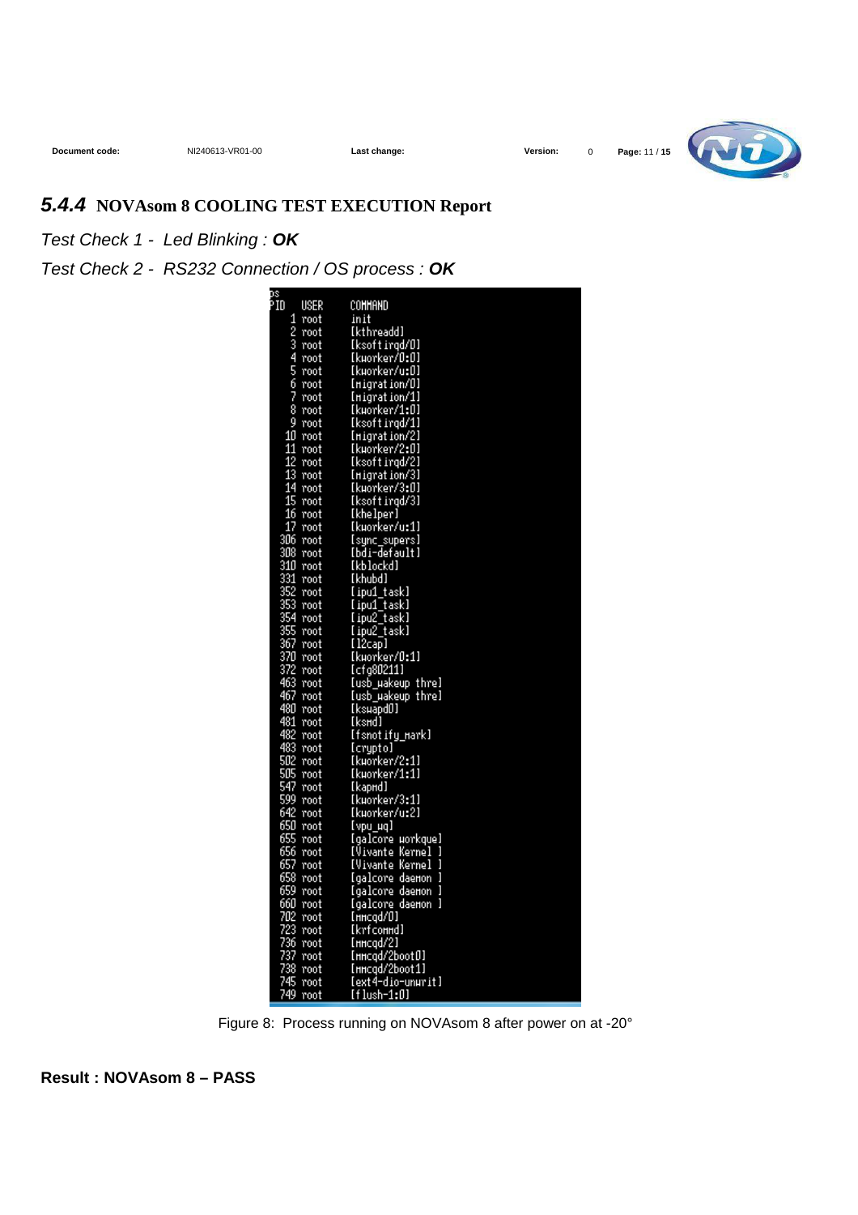## 5.4.4 NOVAsom 8 COOLING TEST EXECUTION Report

*Test Check 1 - Led Blinking : **OK***

*Test Check 2 - RS232 Connection / OS process : **OK***

```
ps
PID   USER    COMMAND
    1 root    init
    2 root    [kthreadd]
    3 root    [ksoftirqd/0]
    4 root    [kworker/0:0]
    5 root    [kworker/u:0]
    6 root    [migration/0]
    7 root    [migration/1]
    8 root    [kworker/1:0]
    9 root    [ksoftirqd/1]
   10 root    [migration/2]
   11 root    [kworker/2:0]
   12 root    [ksoftirqd/2]
   13 root    [migration/3]
   14 root    [kworker/3:0]
   15 root    [ksoftirqd/3]
   16 root    [khelper]
   17 root    [kworker/u:1]
  306 root    [sync_supers]
  308 root    [bdi-default]
  310 root    [kblockd]
  331 root    [khubd]
  352 root    [ipu1_task]
  353 root    [ipu1_task]
  354 root    [ipu2_task]
  355 root    [ipu2_task]
  367 root    [l2cap]
  370 root    [kworker/0:1]
  372 root    [cfg80211]
  463 root    [usb_wakeup thre]
  467 root    [usb_wakeup thre]
  480 root    [kswapd0]
  481 root    [ksmd]
  482 root    [fsnotify_mark]
  483 root    [crypto]
  502 root    [kworker/2:1]
  505 root    [kworker/1:1]
  547 root    [kapmd]
  599 root    [kworker/3:1]
  642 root    [kworker/u:2]
  650 root    [vpu_wq]
  655 root    [galcore workque]
  656 root    [Vivante Kernel ]
  657 root    [Vivante Kernel ]
  658 root    [galcore daemon ]
  659 root    [galcore daemon ]
  660 root    [galcore daemon ]
  702 root    [mmcqd/0]
  723 root    [krfcommd]
  736 root    [mmcqd/2]
  737 root    [mmcqd/2boot0]
  738 root    [mmcqd/2boot1]
  745 root    [ext4-dio-unwrit]
  749 root    [flush-1:0]
```

Figure 8: Process running on NOVAsom 8 after power on at -20°

**Result : NOVAsom 8 – PASS**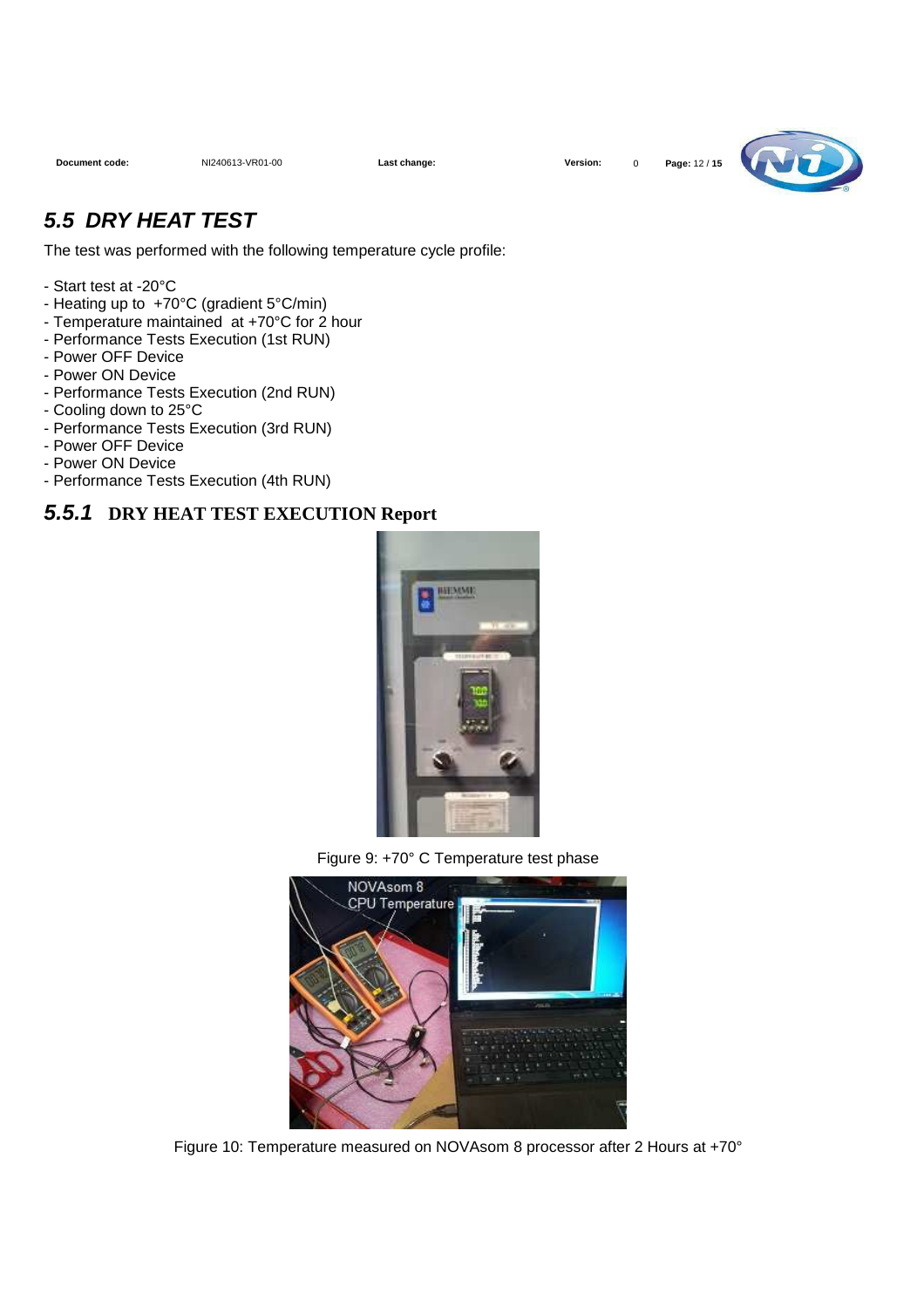## 5.5 DRY HEAT TEST

The test was performed with the following temperature cycle profile:

- Start test at -20°C
- Heating up to +70°C (gradient 5°C/min)
- Temperature maintained at +70°C for 2 hour
- Performance Tests Execution (1st RUN)
- Power OFF Device
- Power ON Device
- Performance Tests Execution (2nd RUN)
- Cooling down to 25°C
- Performance Tests Execution (3rd RUN)
- Power OFF Device
- Power ON Device
- Performance Tests Execution (4th RUN)

### 5.5.1 DRY HEAT TEST EXECUTION Report

Figure 9: +70° C Temperature test phase

Figure 10: Temperature measured on NOVAsom 8 processor after 2 Hours at +70°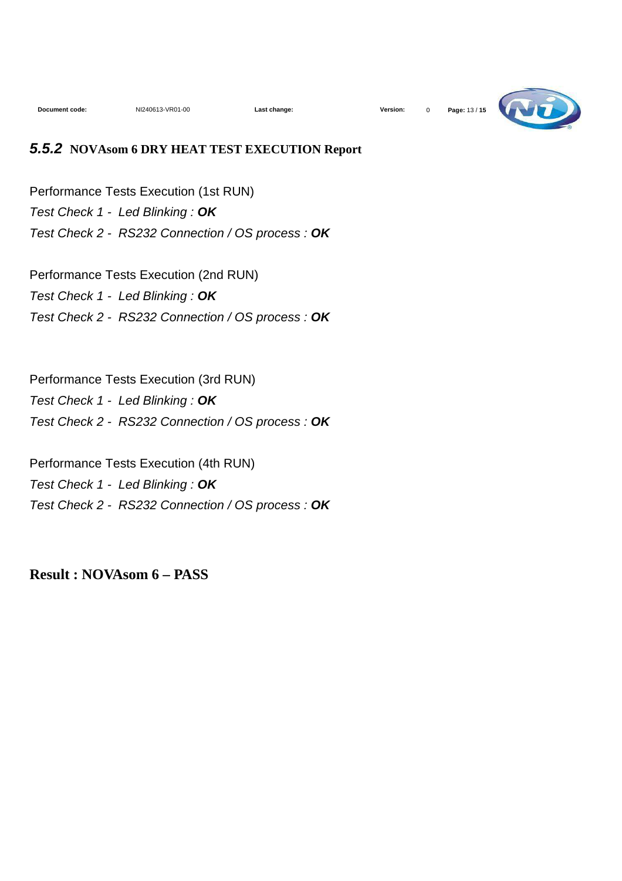### *5.5.2* NOVAsom 6 DRY HEAT TEST EXECUTION Report

Performance Tests Execution (1st RUN)

*Test Check 1 - Led Blinking : **OK***

*Test Check 2 - RS232 Connection / OS process : **OK***

Performance Tests Execution (2nd RUN)

*Test Check 1 - Led Blinking : **OK***

*Test Check 2 - RS232 Connection / OS process : **OK***

Performance Tests Execution (3rd RUN)

*Test Check 1 - Led Blinking : **OK***

*Test Check 2 - RS232 Connection / OS process : **OK***

Performance Tests Execution (4th RUN)

*Test Check 1 - Led Blinking : **OK***

*Test Check 2 - RS232 Connection / OS process : **OK***

**Result : NOVAsom 6 – PASS**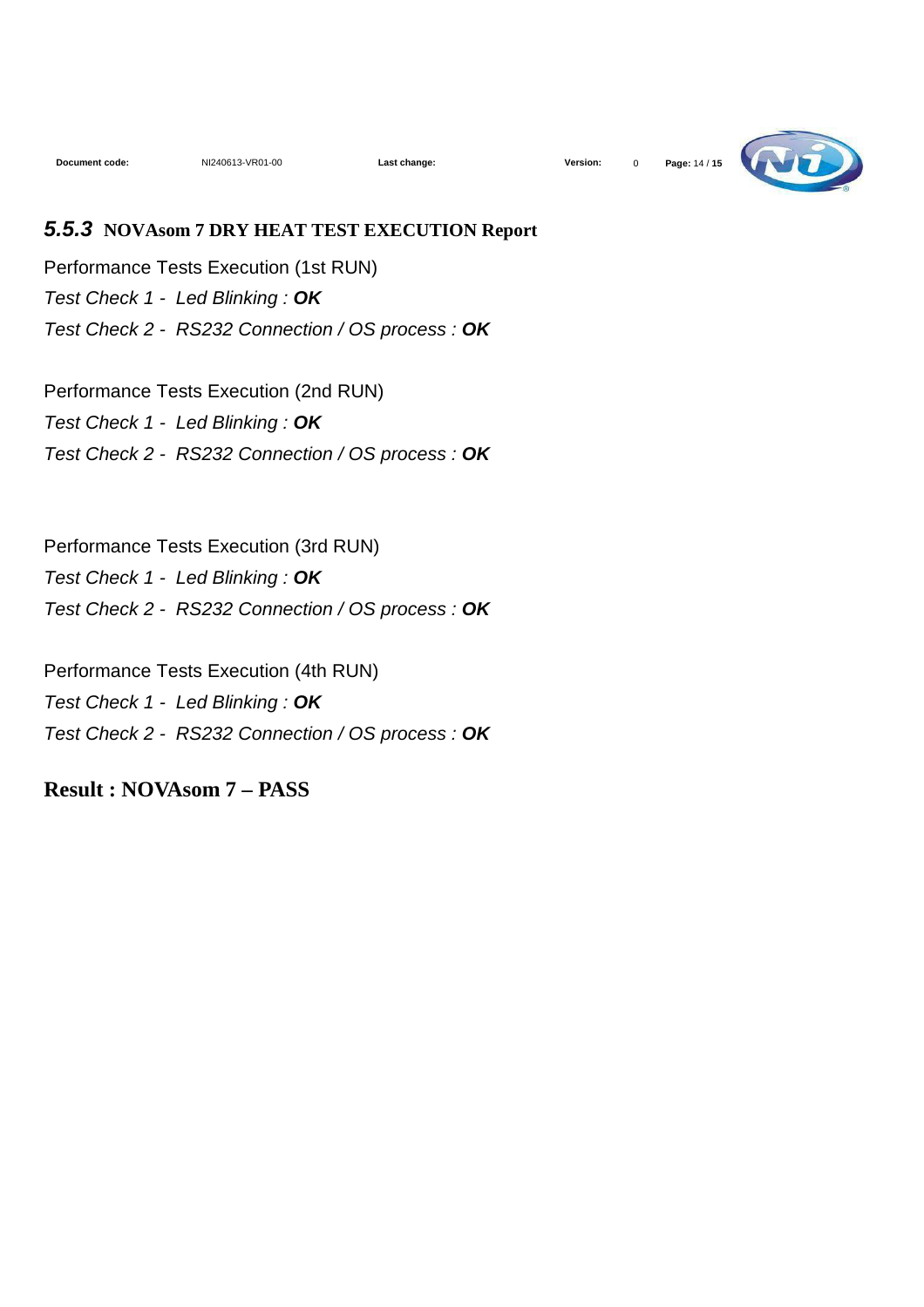### *5.5.3* NOVAsom 7 DRY HEAT TEST EXECUTION Report

Performance Tests Execution (1st RUN)

*Test Check 1 - Led Blinking : **OK***

*Test Check 2 - RS232 Connection / OS process : **OK***

Performance Tests Execution (2nd RUN)

*Test Check 1 - Led Blinking : **OK***

*Test Check 2 - RS232 Connection / OS process : **OK***

Performance Tests Execution (3rd RUN)

*Test Check 1 - Led Blinking : **OK***

*Test Check 2 - RS232 Connection / OS process : **OK***

Performance Tests Execution (4th RUN)

*Test Check 1 - Led Blinking : **OK***

*Test Check 2 - RS232 Connection / OS process : **OK***

**Result : NOVAsom 7 – PASS**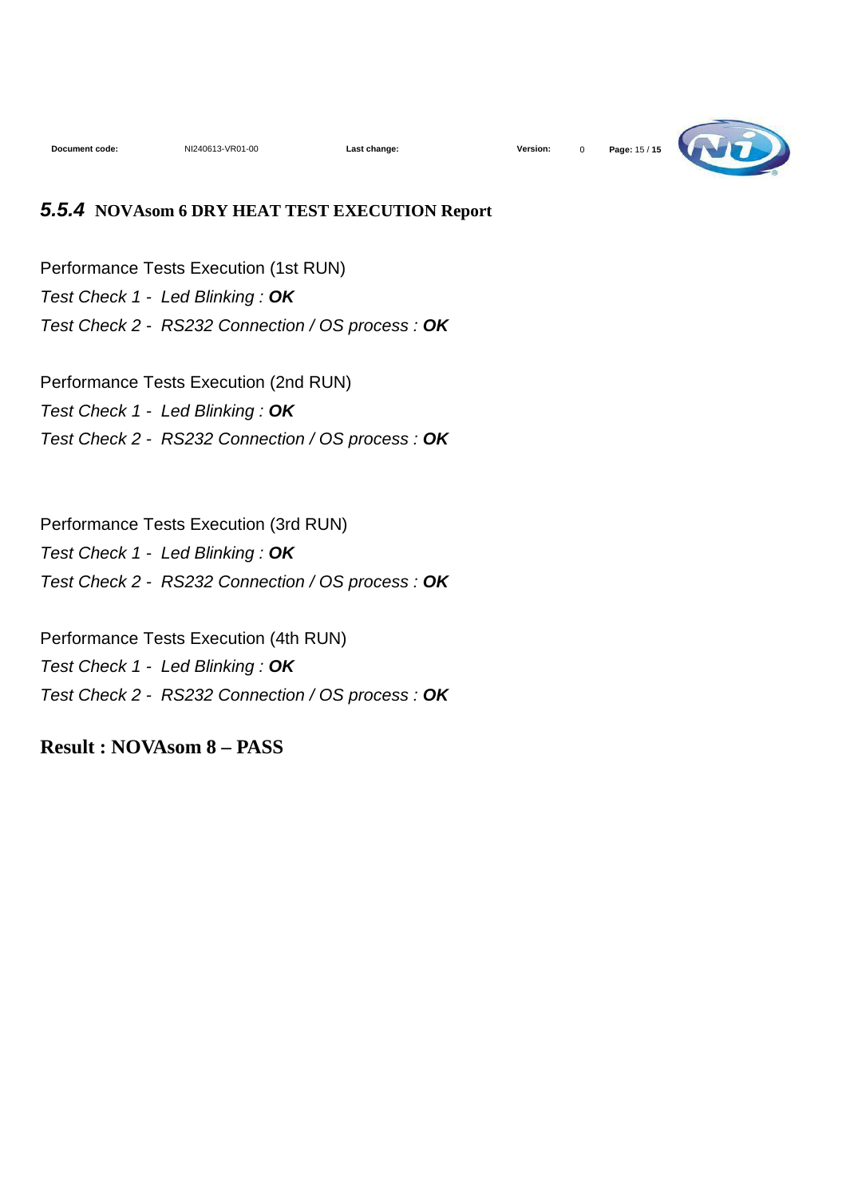#### *5.5.4* NOVAsom 6 DRY HEAT TEST EXECUTION Report

Performance Tests Execution (1st RUN)

*Test Check 1 - Led Blinking :* ***OK***

*Test Check 2 - RS232 Connection / OS process :* ***OK***

Performance Tests Execution (2nd RUN)

*Test Check 1 - Led Blinking :* ***OK***

*Test Check 2 - RS232 Connection / OS process :* ***OK***

Performance Tests Execution (3rd RUN)

*Test Check 1 - Led Blinking :* ***OK***

*Test Check 2 - RS232 Connection / OS process :* ***OK***

Performance Tests Execution (4th RUN)

*Test Check 1 - Led Blinking :* ***OK***

*Test Check 2 - RS232 Connection / OS process :* ***OK***

**Result : NOVAsom 8 – PASS**